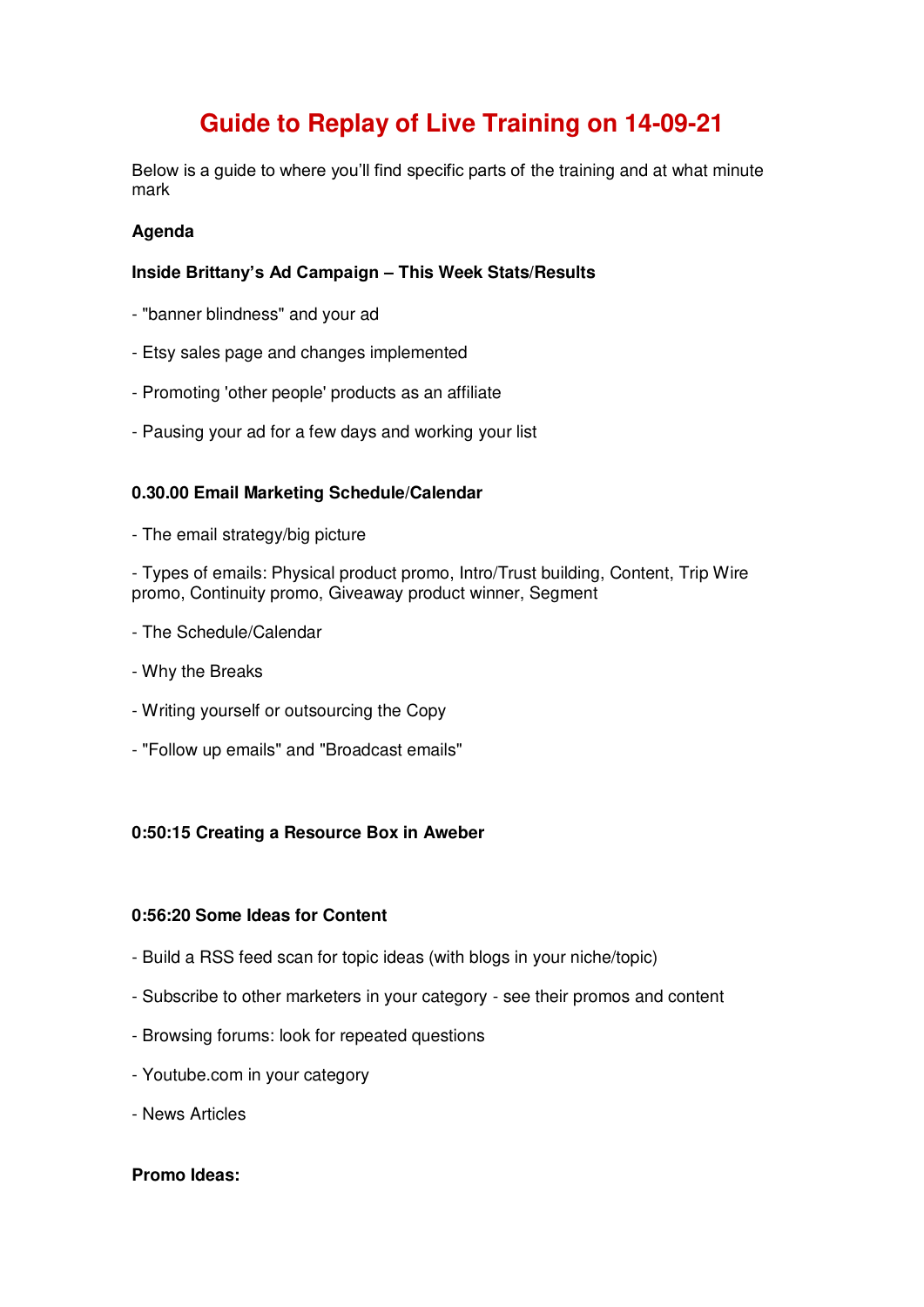# Guide to Replay of Live Training on 14-09-21

Below is a guide to where you'll find specific parts of the training and at what minute mark

**Agenda**

**Inside Brittany's Ad Campaign – This Week Stats/Results**

- "banner blindness" and your ad

- Etsy sales page and changes implemented

- Promoting 'other people' products as an affiliate

- Pausing your ad for a few days and working your list

**0.30.00 Email Marketing Schedule/Calendar**

- The email strategy/big picture

- Types of emails: Physical product promo, Intro/Trust building, Content, Trip Wire promo, Continuity promo, Giveaway product winner, Segment

- The Schedule/Calendar

- Why the Breaks

- Writing yourself or outsourcing the Copy

- "Follow up emails" and "Broadcast emails"

**0:50:15 Creating a Resource Box in Aweber**

**0:56:20 Some Ideas for Content**

- Build a RSS feed scan for topic ideas (with blogs in your niche/topic)

- Subscribe to other marketers in your category - see their promos and content

- Browsing forums: look for repeated questions

- Youtube.com in your category

- News Articles

**Promo Ideas:**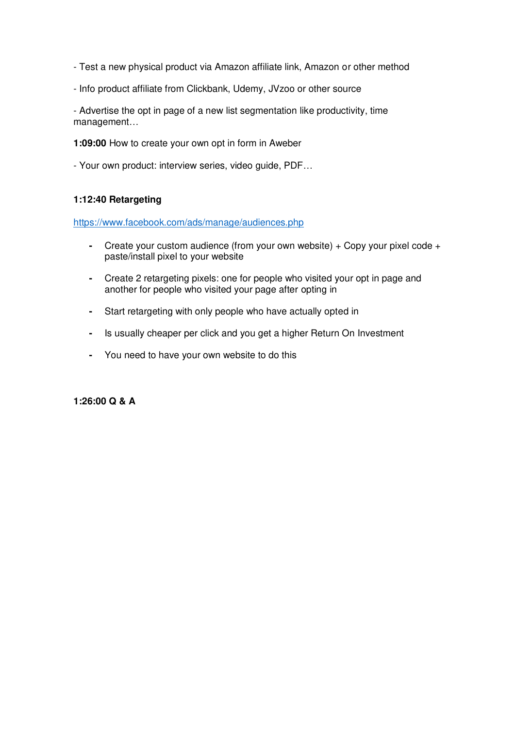- Test a new physical product via Amazon affiliate link, Amazon or other method

- Info product affiliate from Clickbank, Udemy, JVzoo or other source

- Advertise the opt in page of a new list segmentation like productivity, time management…

**1:09:00** How to create your own opt in form in Aweber

- Your own product: interview series, video guide, PDF…

**1:12:40 Retargeting**

https://www.facebook.com/ads/manage/audiences.php

- Create your custom audience (from your own website) + Copy your pixel code + paste/install pixel to your website
- Create 2 retargeting pixels: one for people who visited your opt in page and another for people who visited your page after opting in
- Start retargeting with only people who have actually opted in
- Is usually cheaper per click and you get a higher Return On Investment
- You need to have your own website to do this

**1:26:00 Q & A**